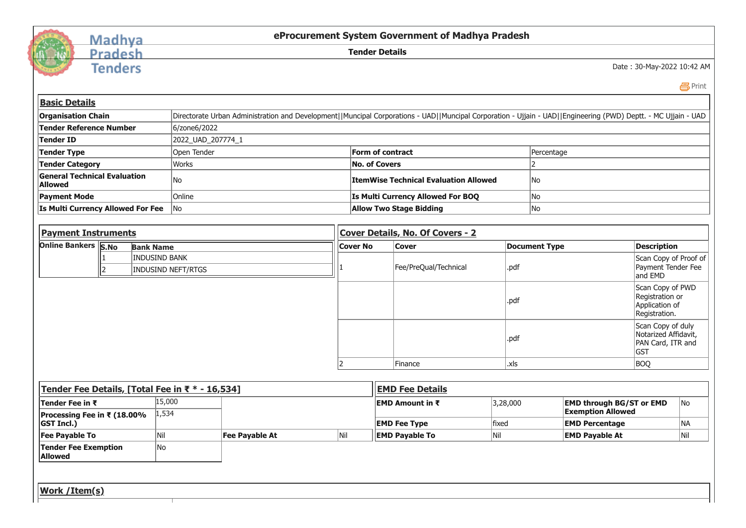Madhya Pradesh Tenders

# eProcurement System Government of Madhya Pradesh

## Tender Details

Date : 30-May-2022 10:42 AM

Print

### Basic Details

| | | | |
|---|---|---|---|
| **Organisation Chain** | Directorate Urban Administration and Development\|\|Muncipal Corporations - UAD\|\|Muncipal Corporation - Ujjain - UAD\|\|Engineering (PWD) Deptt. - MC Ujjain - UAD | | |
| **Tender Reference Number** | 6/zone6/2022 | | |
| **Tender ID** | 2022_UAD_207774_1 | | |
| **Tender Type** | Open Tender | **Form of contract** | Percentage |
| **Tender Category** | Works | **No. of Covers** | 2 |
| **General Technical Evaluation Allowed** | No | **ItemWise Technical Evaluation Allowed** | No |
| **Payment Mode** | Online | **Is Multi Currency Allowed For BOQ** | No |
| **Is Multi Currency Allowed For Fee** | No | **Allow Two Stage Bidding** | No |

### Payment Instruments

**Online Bankers**

| S.No | Bank Name |
|---|---|
| 1 | INDUSIND BANK |
| 2 | INDUSIND NEFT/RTGS |

### Cover Details, No. Of Covers - 2

| Cover No | Cover | Document Type | Description |
|---|---|---|---|
| 1 | Fee/PreQual/Technical | .pdf | Scan Copy of Proof of Payment Tender Fee and EMD |
| | | .pdf | Scan Copy of PWD Registration or Application of Registration. |
| | | .pdf | Scan Copy of duly Notarized Affidavit, PAN Card, ITR and GST |
| 2 | Finance | .xls | BOQ |

### Tender Fee Details, [Total Fee in ₹ * - 16,534]

| | | | |
|---|---|---|---|
| **Tender Fee in ₹** | 15,000 | | |
| **Processing Fee in ₹ (18.00% GST Incl.)** | 1,534 | | |
| **Fee Payable To** | Nil | **Fee Payable At** | Nil |
| **Tender Fee Exemption Allowed** | No | | |

### EMD Fee Details

| | | | |
|---|---|---|---|
| **EMD Amount in ₹** | 3,28,000 | **EMD through BG/ST or EMD Exemption Allowed** | No |
| **EMD Fee Type** | fixed | **EMD Percentage** | NA |
| **EMD Payable To** | Nil | **EMD Payable At** | Nil |

### Work /Item(s)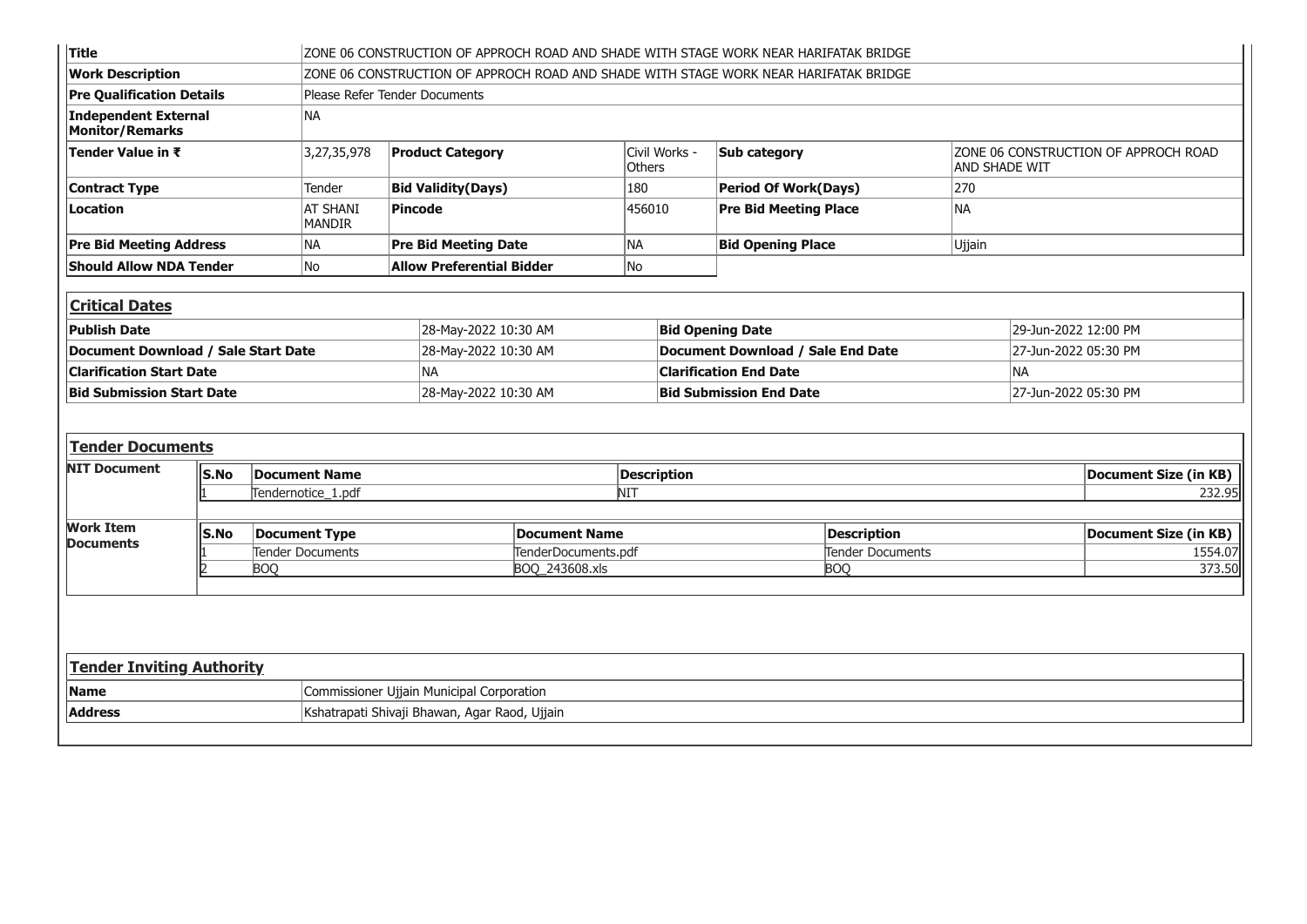| | | | | | | | |
|---|---|---|---|---|---|---|---|
| **Title** | ZONE 06 CONSTRUCTION OF APPROCH ROAD AND SHADE WITH STAGE WORK NEAR HARIFATAK BRIDGE | | | | | | |
| **Work Description** | ZONE 06 CONSTRUCTION OF APPROCH ROAD AND SHADE WITH STAGE WORK NEAR HARIFATAK BRIDGE | | | | | | |
| **Pre Qualification Details** | Please Refer Tender Documents | | | | | | |
| **Independent External Monitor/Remarks** | NA | | | | | | |
| **Tender Value in ₹** | 3,27,35,978 | **Product Category** | Civil Works - Others | **Sub category** | ZONE 06 CONSTRUCTION OF APPROCH ROAD AND SHADE WIT | | |
| **Contract Type** | Tender | **Bid Validity(Days)** | 180 | **Period Of Work(Days)** | 270 | | |
| **Location** | AT SHANI MANDIR | **Pincode** | 456010 | **Pre Bid Meeting Place** | NA | | |
| **Pre Bid Meeting Address** | NA | **Pre Bid Meeting Date** | NA | **Bid Opening Place** | Ujjain | | |
| **Should Allow NDA Tender** | No | **Allow Preferential Bidder** | No | | | | |

## Critical Dates

| | | | |
|---|---|---|---|
| **Publish Date** | 28-May-2022 10:30 AM | **Bid Opening Date** | 29-Jun-2022 12:00 PM |
| **Document Download / Sale Start Date** | 28-May-2022 10:30 AM | **Document Download / Sale End Date** | 27-Jun-2022 05:30 PM |
| **Clarification Start Date** | NA | **Clarification End Date** | NA |
| **Bid Submission Start Date** | 28-May-2022 10:30 AM | **Bid Submission End Date** | 27-Jun-2022 05:30 PM |

## Tender Documents

**NIT Document**

| S.No | Document Name | Description | Document Size (in KB) |
|---|---|---|---|
| 1 | Tendernotice_1.pdf | NIT | 232.95 |

**Work Item Documents**

| S.No | Document Type | Document Name | Description | Document Size (in KB) |
|---|---|---|---|---|
| 1 | Tender Documents | TenderDocuments.pdf | Tender Documents | 1554.07 |
| 2 | BOQ | BOQ_243608.xls | BOQ | 373.50 |

## Tender Inviting Authority

| | |
|---|---|
| **Name** | Commissioner Ujjain Municipal Corporation |
| **Address** | Kshatrapati Shivaji Bhawan, Agar Raod, Ujjain |